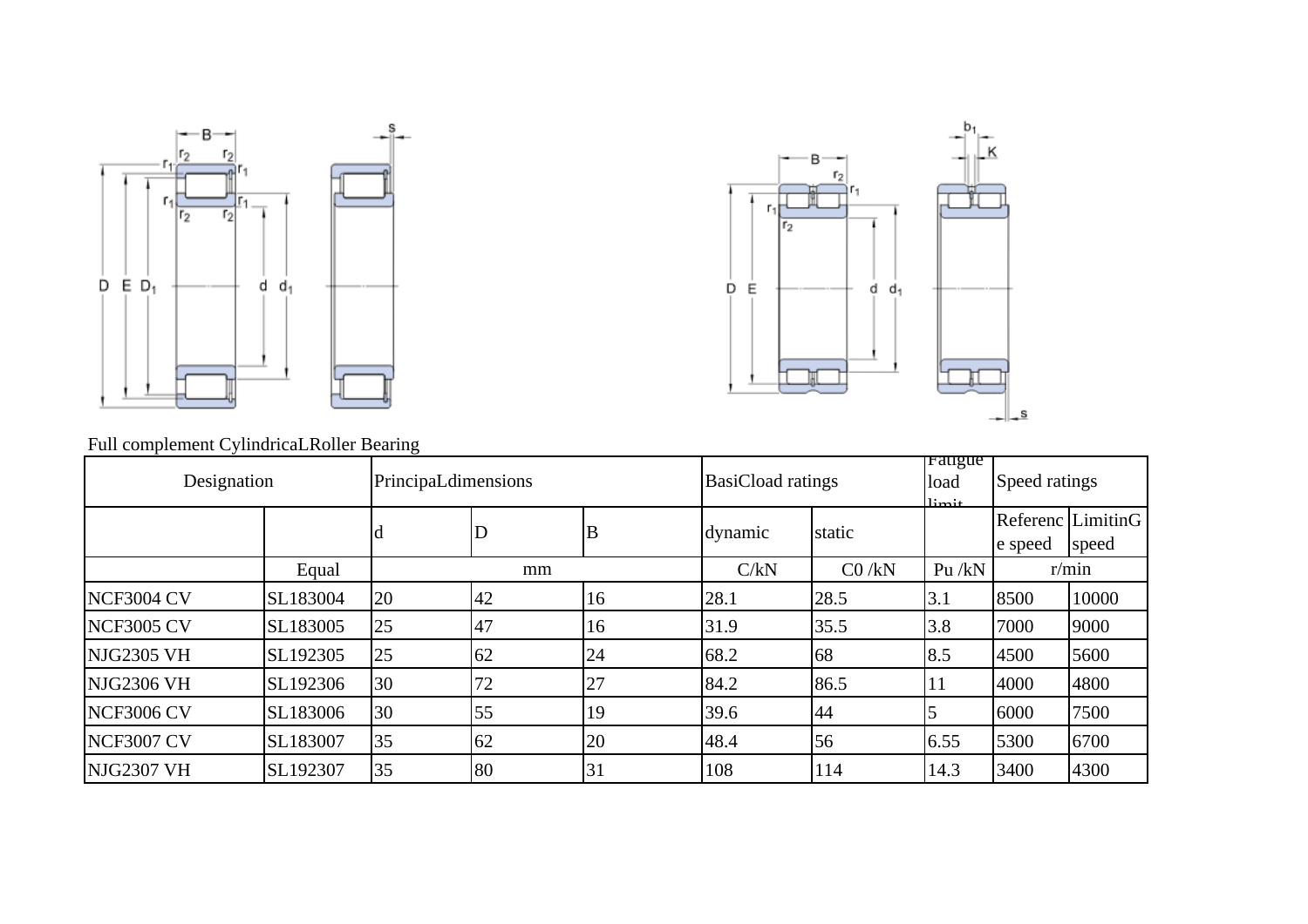Full complement CylindricaLRoller Bearing

| Designation | | PrincipaLdimensions | | | BasiCload ratings | | Fatigue load limit | Speed ratings | |
|---|---|---|---|---|---|---|---|---|---|
| | | d | D | B | dynamic | static | | Reference speed | LimitinG speed |
| | Equal | mm | | | C/kN | C0 /kN | Pu /kN | r/min | |
| NCF3004 CV | SL183004 | 20 | 42 | 16 | 28.1 | 28.5 | 3.1 | 8500 | 10000 |
| NCF3005 CV | SL183005 | 25 | 47 | 16 | 31.9 | 35.5 | 3.8 | 7000 | 9000 |
| NJG2305 VH | SL192305 | 25 | 62 | 24 | 68.2 | 68 | 8.5 | 4500 | 5600 |
| NJG2306 VH | SL192306 | 30 | 72 | 27 | 84.2 | 86.5 | 11 | 4000 | 4800 |
| NCF3006 CV | SL183006 | 30 | 55 | 19 | 39.6 | 44 | 5 | 6000 | 7500 |
| NCF3007 CV | SL183007 | 35 | 62 | 20 | 48.4 | 56 | 6.55 | 5300 | 6700 |
| NJG2307 VH | SL192307 | 35 | 80 | 31 | 108 | 114 | 14.3 | 3400 | 4300 |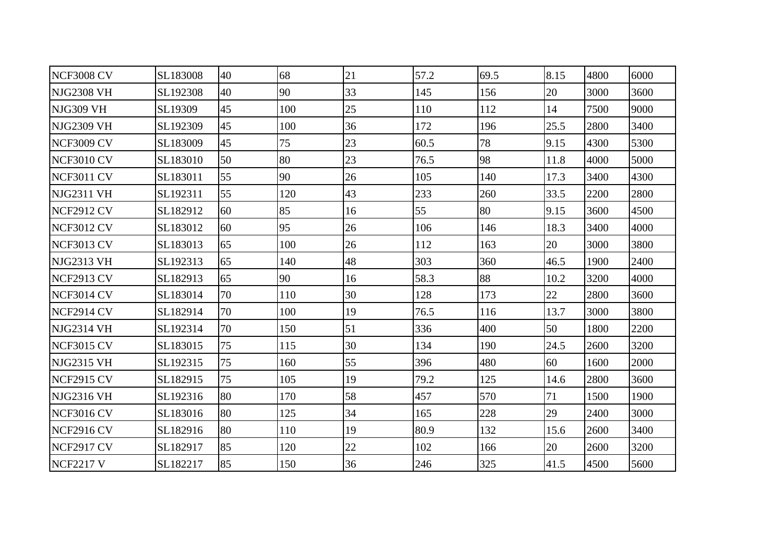| | | | | | | | | | |
|---|---|---|---|---|---|---|---|---|---|
| NCF3008 CV | SL183008 | 40 | 68 | 21 | 57.2 | 69.5 | 8.15 | 4800 | 6000 |
| NJG2308 VH | SL192308 | 40 | 90 | 33 | 145 | 156 | 20 | 3000 | 3600 |
| NJG309 VH | SL19309 | 45 | 100 | 25 | 110 | 112 | 14 | 7500 | 9000 |
| NJG2309 VH | SL192309 | 45 | 100 | 36 | 172 | 196 | 25.5 | 2800 | 3400 |
| NCF3009 CV | SL183009 | 45 | 75 | 23 | 60.5 | 78 | 9.15 | 4300 | 5300 |
| NCF3010 CV | SL183010 | 50 | 80 | 23 | 76.5 | 98 | 11.8 | 4000 | 5000 |
| NCF3011 CV | SL183011 | 55 | 90 | 26 | 105 | 140 | 17.3 | 3400 | 4300 |
| NJG2311 VH | SL192311 | 55 | 120 | 43 | 233 | 260 | 33.5 | 2200 | 2800 |
| NCF2912 CV | SL182912 | 60 | 85 | 16 | 55 | 80 | 9.15 | 3600 | 4500 |
| NCF3012 CV | SL183012 | 60 | 95 | 26 | 106 | 146 | 18.3 | 3400 | 4000 |
| NCF3013 CV | SL183013 | 65 | 100 | 26 | 112 | 163 | 20 | 3000 | 3800 |
| NJG2313 VH | SL192313 | 65 | 140 | 48 | 303 | 360 | 46.5 | 1900 | 2400 |
| NCF2913 CV | SL182913 | 65 | 90 | 16 | 58.3 | 88 | 10.2 | 3200 | 4000 |
| NCF3014 CV | SL183014 | 70 | 110 | 30 | 128 | 173 | 22 | 2800 | 3600 |
| NCF2914 CV | SL182914 | 70 | 100 | 19 | 76.5 | 116 | 13.7 | 3000 | 3800 |
| NJG2314 VH | SL192314 | 70 | 150 | 51 | 336 | 400 | 50 | 1800 | 2200 |
| NCF3015 CV | SL183015 | 75 | 115 | 30 | 134 | 190 | 24.5 | 2600 | 3200 |
| NJG2315 VH | SL192315 | 75 | 160 | 55 | 396 | 480 | 60 | 1600 | 2000 |
| NCF2915 CV | SL182915 | 75 | 105 | 19 | 79.2 | 125 | 14.6 | 2800 | 3600 |
| NJG2316 VH | SL192316 | 80 | 170 | 58 | 457 | 570 | 71 | 1500 | 1900 |
| NCF3016 CV | SL183016 | 80 | 125 | 34 | 165 | 228 | 29 | 2400 | 3000 |
| NCF2916 CV | SL182916 | 80 | 110 | 19 | 80.9 | 132 | 15.6 | 2600 | 3400 |
| NCF2917 CV | SL182917 | 85 | 120 | 22 | 102 | 166 | 20 | 2600 | 3200 |
| NCF2217 V | SL182217 | 85 | 150 | 36 | 246 | 325 | 41.5 | 4500 | 5600 |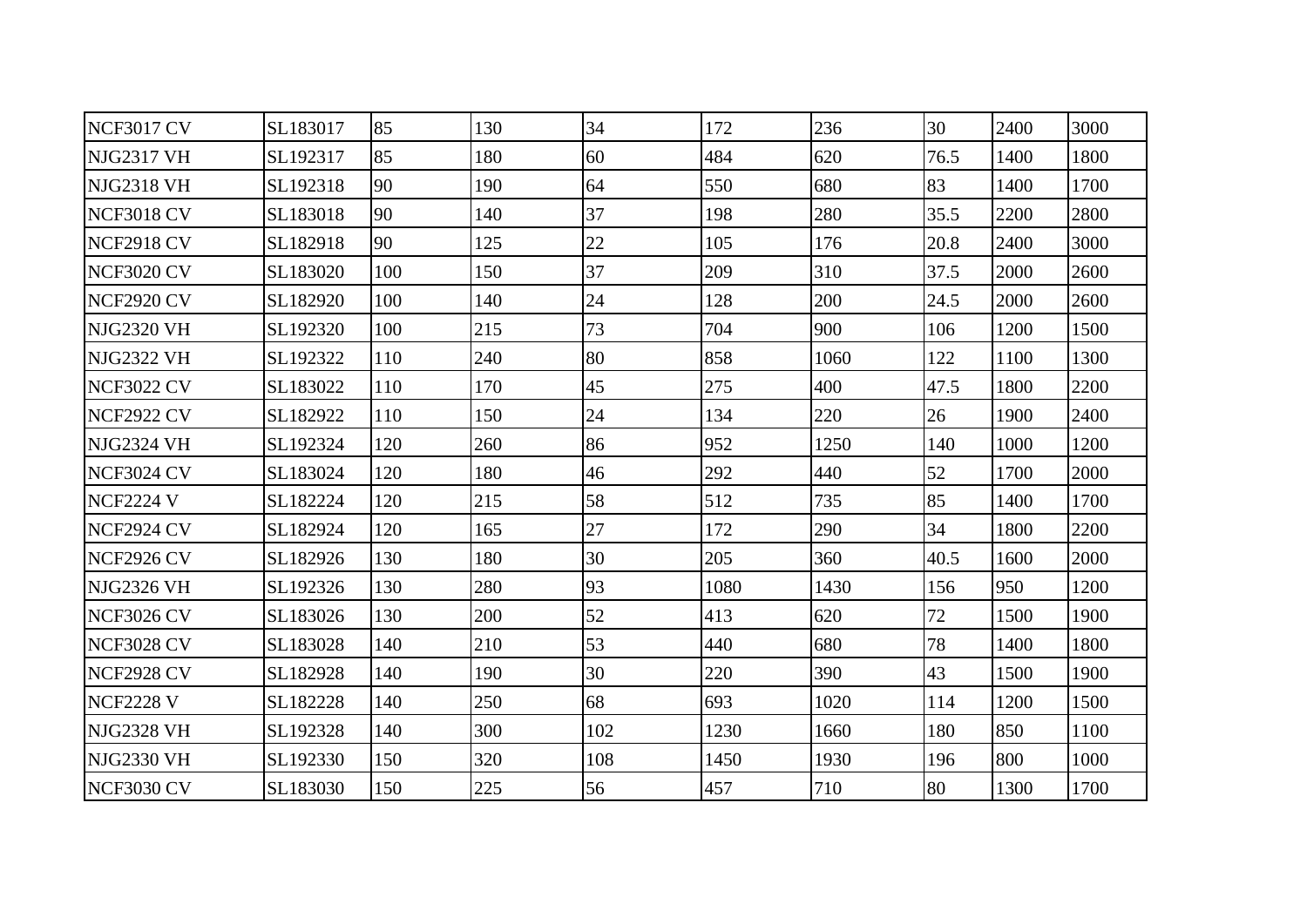| | | | | | | | | | |
|---|---|---|---|---|---|---|---|---|---|
| NCF3017 CV | SL183017 | 85 | 130 | 34 | 172 | 236 | 30 | 2400 | 3000 |
| NJG2317 VH | SL192317 | 85 | 180 | 60 | 484 | 620 | 76.5 | 1400 | 1800 |
| NJG2318 VH | SL192318 | 90 | 190 | 64 | 550 | 680 | 83 | 1400 | 1700 |
| NCF3018 CV | SL183018 | 90 | 140 | 37 | 198 | 280 | 35.5 | 2200 | 2800 |
| NCF2918 CV | SL182918 | 90 | 125 | 22 | 105 | 176 | 20.8 | 2400 | 3000 |
| NCF3020 CV | SL183020 | 100 | 150 | 37 | 209 | 310 | 37.5 | 2000 | 2600 |
| NCF2920 CV | SL182920 | 100 | 140 | 24 | 128 | 200 | 24.5 | 2000 | 2600 |
| NJG2320 VH | SL192320 | 100 | 215 | 73 | 704 | 900 | 106 | 1200 | 1500 |
| NJG2322 VH | SL192322 | 110 | 240 | 80 | 858 | 1060 | 122 | 1100 | 1300 |
| NCF3022 CV | SL183022 | 110 | 170 | 45 | 275 | 400 | 47.5 | 1800 | 2200 |
| NCF2922 CV | SL182922 | 110 | 150 | 24 | 134 | 220 | 26 | 1900 | 2400 |
| NJG2324 VH | SL192324 | 120 | 260 | 86 | 952 | 1250 | 140 | 1000 | 1200 |
| NCF3024 CV | SL183024 | 120 | 180 | 46 | 292 | 440 | 52 | 1700 | 2000 |
| NCF2224 V | SL182224 | 120 | 215 | 58 | 512 | 735 | 85 | 1400 | 1700 |
| NCF2924 CV | SL182924 | 120 | 165 | 27 | 172 | 290 | 34 | 1800 | 2200 |
| NCF2926 CV | SL182926 | 130 | 180 | 30 | 205 | 360 | 40.5 | 1600 | 2000 |
| NJG2326 VH | SL192326 | 130 | 280 | 93 | 1080 | 1430 | 156 | 950 | 1200 |
| NCF3026 CV | SL183026 | 130 | 200 | 52 | 413 | 620 | 72 | 1500 | 1900 |
| NCF3028 CV | SL183028 | 140 | 210 | 53 | 440 | 680 | 78 | 1400 | 1800 |
| NCF2928 CV | SL182928 | 140 | 190 | 30 | 220 | 390 | 43 | 1500 | 1900 |
| NCF2228 V | SL182228 | 140 | 250 | 68 | 693 | 1020 | 114 | 1200 | 1500 |
| NJG2328 VH | SL192328 | 140 | 300 | 102 | 1230 | 1660 | 180 | 850 | 1100 |
| NJG2330 VH | SL192330 | 150 | 320 | 108 | 1450 | 1930 | 196 | 800 | 1000 |
| NCF3030 CV | SL183030 | 150 | 225 | 56 | 457 | 710 | 80 | 1300 | 1700 |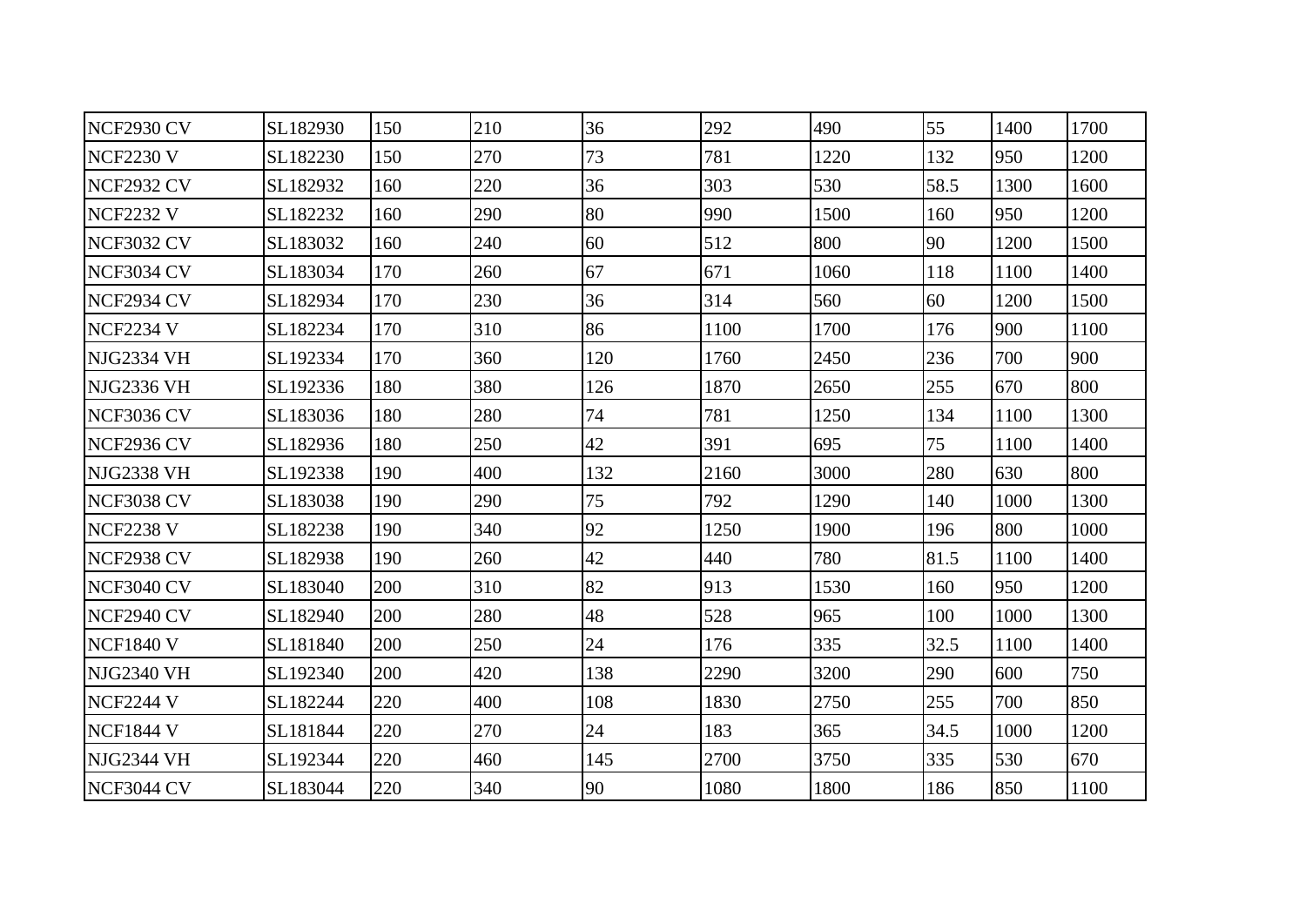| NCF2930 CV | SL182930 | 150 | 210 | 36 | 292 | 490 | 55 | 1400 | 1700 |
|---|---|---|---|---|---|---|---|---|---|
| NCF2230 V | SL182230 | 150 | 270 | 73 | 781 | 1220 | 132 | 950 | 1200 |
| NCF2932 CV | SL182932 | 160 | 220 | 36 | 303 | 530 | 58.5 | 1300 | 1600 |
| NCF2232 V | SL182232 | 160 | 290 | 80 | 990 | 1500 | 160 | 950 | 1200 |
| NCF3032 CV | SL183032 | 160 | 240 | 60 | 512 | 800 | 90 | 1200 | 1500 |
| NCF3034 CV | SL183034 | 170 | 260 | 67 | 671 | 1060 | 118 | 1100 | 1400 |
| NCF2934 CV | SL182934 | 170 | 230 | 36 | 314 | 560 | 60 | 1200 | 1500 |
| NCF2234 V | SL182234 | 170 | 310 | 86 | 1100 | 1700 | 176 | 900 | 1100 |
| NJG2334 VH | SL192334 | 170 | 360 | 120 | 1760 | 2450 | 236 | 700 | 900 |
| NJG2336 VH | SL192336 | 180 | 380 | 126 | 1870 | 2650 | 255 | 670 | 800 |
| NCF3036 CV | SL183036 | 180 | 280 | 74 | 781 | 1250 | 134 | 1100 | 1300 |
| NCF2936 CV | SL182936 | 180 | 250 | 42 | 391 | 695 | 75 | 1100 | 1400 |
| NJG2338 VH | SL192338 | 190 | 400 | 132 | 2160 | 3000 | 280 | 630 | 800 |
| NCF3038 CV | SL183038 | 190 | 290 | 75 | 792 | 1290 | 140 | 1000 | 1300 |
| NCF2238 V | SL182238 | 190 | 340 | 92 | 1250 | 1900 | 196 | 800 | 1000 |
| NCF2938 CV | SL182938 | 190 | 260 | 42 | 440 | 780 | 81.5 | 1100 | 1400 |
| NCF3040 CV | SL183040 | 200 | 310 | 82 | 913 | 1530 | 160 | 950 | 1200 |
| NCF2940 CV | SL182940 | 200 | 280 | 48 | 528 | 965 | 100 | 1000 | 1300 |
| NCF1840 V | SL181840 | 200 | 250 | 24 | 176 | 335 | 32.5 | 1100 | 1400 |
| NJG2340 VH | SL192340 | 200 | 420 | 138 | 2290 | 3200 | 290 | 600 | 750 |
| NCF2244 V | SL182244 | 220 | 400 | 108 | 1830 | 2750 | 255 | 700 | 850 |
| NCF1844 V | SL181844 | 220 | 270 | 24 | 183 | 365 | 34.5 | 1000 | 1200 |
| NJG2344 VH | SL192344 | 220 | 460 | 145 | 2700 | 3750 | 335 | 530 | 670 |
| NCF3044 CV | SL183044 | 220 | 340 | 90 | 1080 | 1800 | 186 | 850 | 1100 |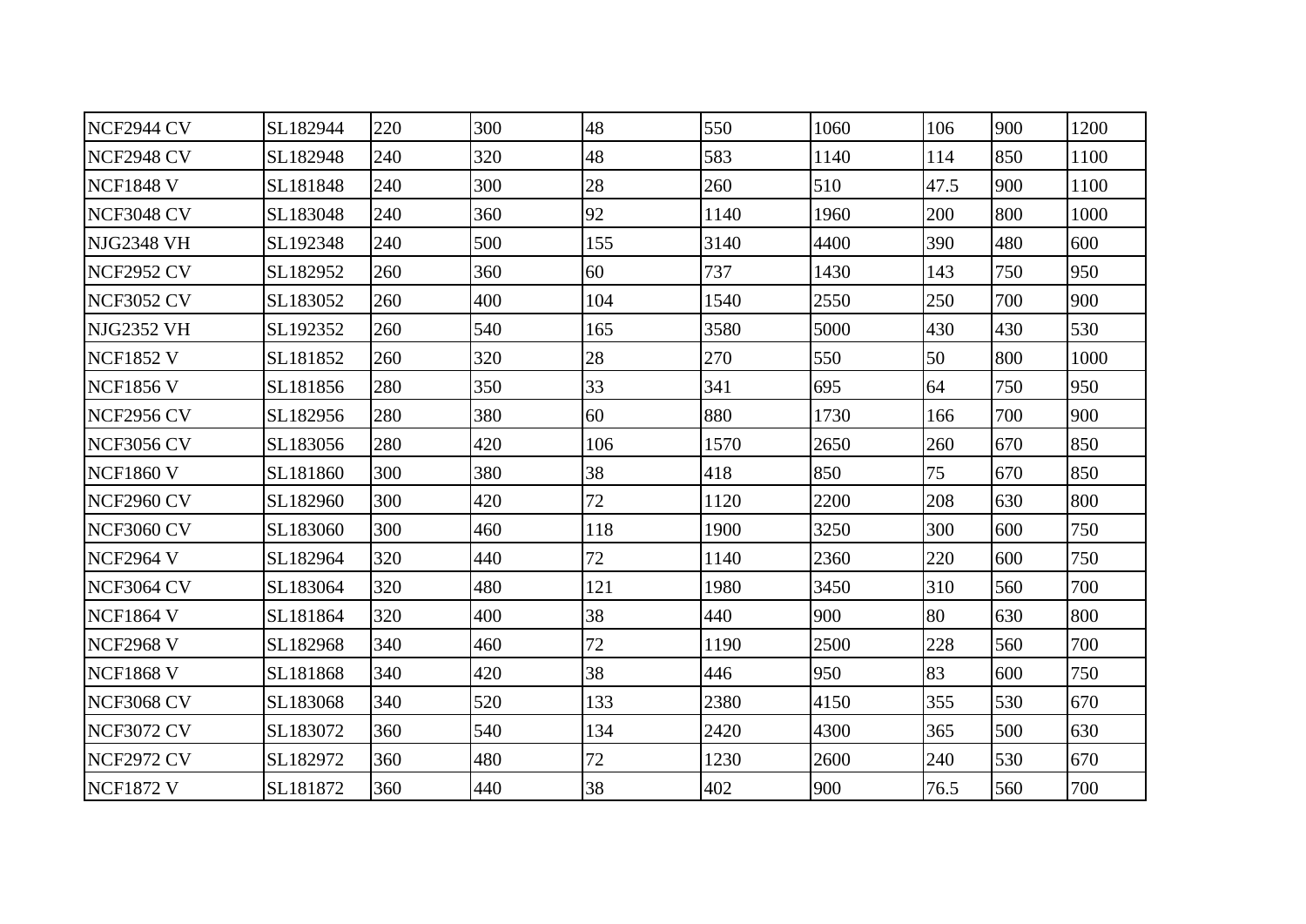| NCF2944 CV | SL182944 | 220 | 300 | 48 | 550 | 1060 | 106 | 900 | 1200 |
|---|---|---|---|---|---|---|---|---|---|
| NCF2948 CV | SL182948 | 240 | 320 | 48 | 583 | 1140 | 114 | 850 | 1100 |
| NCF1848 V | SL181848 | 240 | 300 | 28 | 260 | 510 | 47.5 | 900 | 1100 |
| NCF3048 CV | SL183048 | 240 | 360 | 92 | 1140 | 1960 | 200 | 800 | 1000 |
| NJG2348 VH | SL192348 | 240 | 500 | 155 | 3140 | 4400 | 390 | 480 | 600 |
| NCF2952 CV | SL182952 | 260 | 360 | 60 | 737 | 1430 | 143 | 750 | 950 |
| NCF3052 CV | SL183052 | 260 | 400 | 104 | 1540 | 2550 | 250 | 700 | 900 |
| NJG2352 VH | SL192352 | 260 | 540 | 165 | 3580 | 5000 | 430 | 430 | 530 |
| NCF1852 V | SL181852 | 260 | 320 | 28 | 270 | 550 | 50 | 800 | 1000 |
| NCF1856 V | SL181856 | 280 | 350 | 33 | 341 | 695 | 64 | 750 | 950 |
| NCF2956 CV | SL182956 | 280 | 380 | 60 | 880 | 1730 | 166 | 700 | 900 |
| NCF3056 CV | SL183056 | 280 | 420 | 106 | 1570 | 2650 | 260 | 670 | 850 |
| NCF1860 V | SL181860 | 300 | 380 | 38 | 418 | 850 | 75 | 670 | 850 |
| NCF2960 CV | SL182960 | 300 | 420 | 72 | 1120 | 2200 | 208 | 630 | 800 |
| NCF3060 CV | SL183060 | 300 | 460 | 118 | 1900 | 3250 | 300 | 600 | 750 |
| NCF2964 V | SL182964 | 320 | 440 | 72 | 1140 | 2360 | 220 | 600 | 750 |
| NCF3064 CV | SL183064 | 320 | 480 | 121 | 1980 | 3450 | 310 | 560 | 700 |
| NCF1864 V | SL181864 | 320 | 400 | 38 | 440 | 900 | 80 | 630 | 800 |
| NCF2968 V | SL182968 | 340 | 460 | 72 | 1190 | 2500 | 228 | 560 | 700 |
| NCF1868 V | SL181868 | 340 | 420 | 38 | 446 | 950 | 83 | 600 | 750 |
| NCF3068 CV | SL183068 | 340 | 520 | 133 | 2380 | 4150 | 355 | 530 | 670 |
| NCF3072 CV | SL183072 | 360 | 540 | 134 | 2420 | 4300 | 365 | 500 | 630 |
| NCF2972 CV | SL182972 | 360 | 480 | 72 | 1230 | 2600 | 240 | 530 | 670 |
| NCF1872 V | SL181872 | 360 | 440 | 38 | 402 | 900 | 76.5 | 560 | 700 |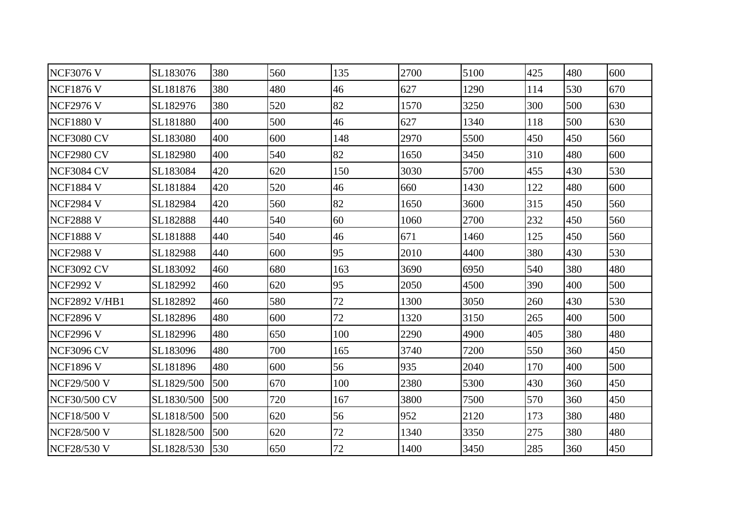| NCF3076 V | SL183076 | 380 | 560 | 135 | 2700 | 5100 | 425 | 480 | 600 |
|---|---|---|---|---|---|---|---|---|---|
| NCF1876 V | SL181876 | 380 | 480 | 46 | 627 | 1290 | 114 | 530 | 670 |
| NCF2976 V | SL182976 | 380 | 520 | 82 | 1570 | 3250 | 300 | 500 | 630 |
| NCF1880 V | SL181880 | 400 | 500 | 46 | 627 | 1340 | 118 | 500 | 630 |
| NCF3080 CV | SL183080 | 400 | 600 | 148 | 2970 | 5500 | 450 | 450 | 560 |
| NCF2980 CV | SL182980 | 400 | 540 | 82 | 1650 | 3450 | 310 | 480 | 600 |
| NCF3084 CV | SL183084 | 420 | 620 | 150 | 3030 | 5700 | 455 | 430 | 530 |
| NCF1884 V | SL181884 | 420 | 520 | 46 | 660 | 1430 | 122 | 480 | 600 |
| NCF2984 V | SL182984 | 420 | 560 | 82 | 1650 | 3600 | 315 | 450 | 560 |
| NCF2888 V | SL182888 | 440 | 540 | 60 | 1060 | 2700 | 232 | 450 | 560 |
| NCF1888 V | SL181888 | 440 | 540 | 46 | 671 | 1460 | 125 | 450 | 560 |
| NCF2988 V | SL182988 | 440 | 600 | 95 | 2010 | 4400 | 380 | 430 | 530 |
| NCF3092 CV | SL183092 | 460 | 680 | 163 | 3690 | 6950 | 540 | 380 | 480 |
| NCF2992 V | SL182992 | 460 | 620 | 95 | 2050 | 4500 | 390 | 400 | 500 |
| NCF2892 V/HB1 | SL182892 | 460 | 580 | 72 | 1300 | 3050 | 260 | 430 | 530 |
| NCF2896 V | SL182896 | 480 | 600 | 72 | 1320 | 3150 | 265 | 400 | 500 |
| NCF2996 V | SL182996 | 480 | 650 | 100 | 2290 | 4900 | 405 | 380 | 480 |
| NCF3096 CV | SL183096 | 480 | 700 | 165 | 3740 | 7200 | 550 | 360 | 450 |
| NCF1896 V | SL181896 | 480 | 600 | 56 | 935 | 2040 | 170 | 400 | 500 |
| NCF29/500 V | SL1829/500 | 500 | 670 | 100 | 2380 | 5300 | 430 | 360 | 450 |
| NCF30/500 CV | SL1830/500 | 500 | 720 | 167 | 3800 | 7500 | 570 | 360 | 450 |
| NCF18/500 V | SL1818/500 | 500 | 620 | 56 | 952 | 2120 | 173 | 380 | 480 |
| NCF28/500 V | SL1828/500 | 500 | 620 | 72 | 1340 | 3350 | 275 | 380 | 480 |
| NCF28/530 V | SL1828/530 | 530 | 650 | 72 | 1400 | 3450 | 285 | 360 | 450 |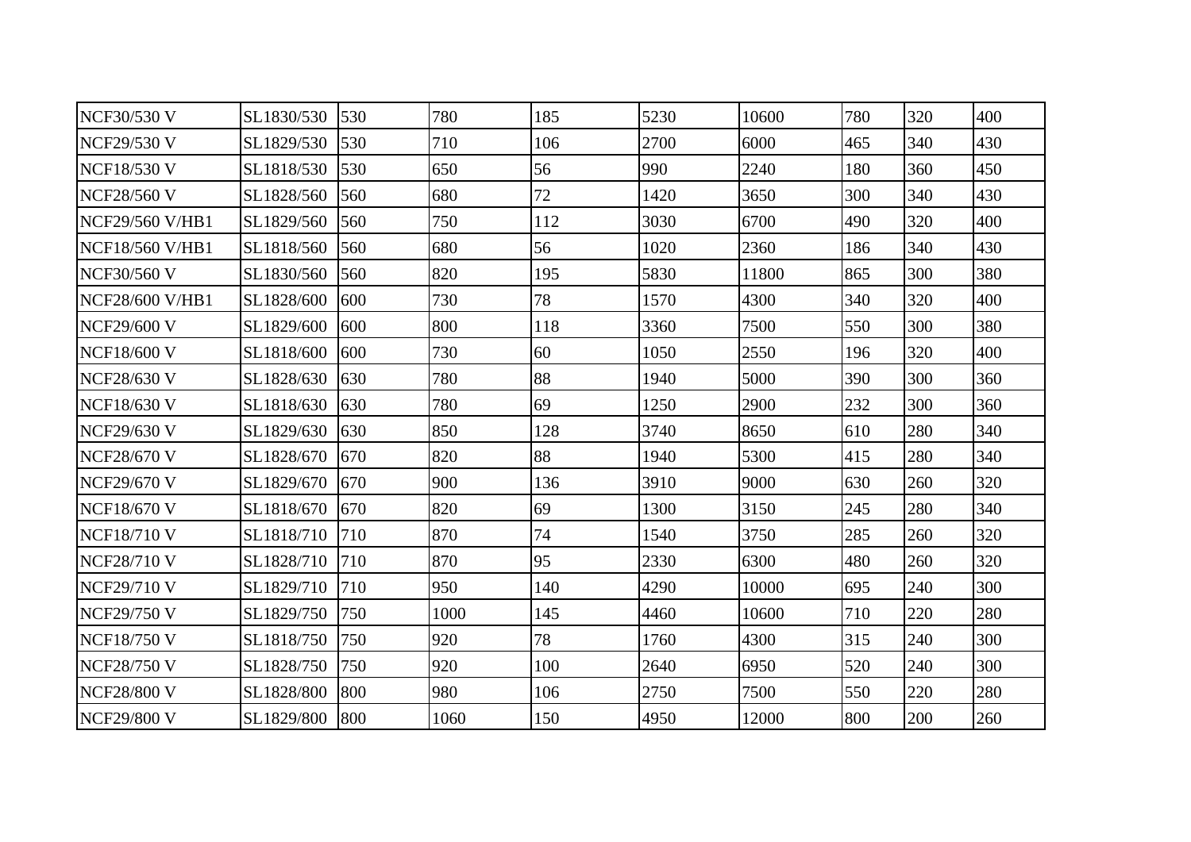| | | | | | | | | | |
|---|---|---|---|---|---|---|---|---|---|
| NCF30/530 V | SL1830/530 | 530 | 780 | 185 | 5230 | 10600 | 780 | 320 | 400 |
| NCF29/530 V | SL1829/530 | 530 | 710 | 106 | 2700 | 6000 | 465 | 340 | 430 |
| NCF18/530 V | SL1818/530 | 530 | 650 | 56 | 990 | 2240 | 180 | 360 | 450 |
| NCF28/560 V | SL1828/560 | 560 | 680 | 72 | 1420 | 3650 | 300 | 340 | 430 |
| NCF29/560 V/HB1 | SL1829/560 | 560 | 750 | 112 | 3030 | 6700 | 490 | 320 | 400 |
| NCF18/560 V/HB1 | SL1818/560 | 560 | 680 | 56 | 1020 | 2360 | 186 | 340 | 430 |
| NCF30/560 V | SL1830/560 | 560 | 820 | 195 | 5830 | 11800 | 865 | 300 | 380 |
| NCF28/600 V/HB1 | SL1828/600 | 600 | 730 | 78 | 1570 | 4300 | 340 | 320 | 400 |
| NCF29/600 V | SL1829/600 | 600 | 800 | 118 | 3360 | 7500 | 550 | 300 | 380 |
| NCF18/600 V | SL1818/600 | 600 | 730 | 60 | 1050 | 2550 | 196 | 320 | 400 |
| NCF28/630 V | SL1828/630 | 630 | 780 | 88 | 1940 | 5000 | 390 | 300 | 360 |
| NCF18/630 V | SL1818/630 | 630 | 780 | 69 | 1250 | 2900 | 232 | 300 | 360 |
| NCF29/630 V | SL1829/630 | 630 | 850 | 128 | 3740 | 8650 | 610 | 280 | 340 |
| NCF28/670 V | SL1828/670 | 670 | 820 | 88 | 1940 | 5300 | 415 | 280 | 340 |
| NCF29/670 V | SL1829/670 | 670 | 900 | 136 | 3910 | 9000 | 630 | 260 | 320 |
| NCF18/670 V | SL1818/670 | 670 | 820 | 69 | 1300 | 3150 | 245 | 280 | 340 |
| NCF18/710 V | SL1818/710 | 710 | 870 | 74 | 1540 | 3750 | 285 | 260 | 320 |
| NCF28/710 V | SL1828/710 | 710 | 870 | 95 | 2330 | 6300 | 480 | 260 | 320 |
| NCF29/710 V | SL1829/710 | 710 | 950 | 140 | 4290 | 10000 | 695 | 240 | 300 |
| NCF29/750 V | SL1829/750 | 750 | 1000 | 145 | 4460 | 10600 | 710 | 220 | 280 |
| NCF18/750 V | SL1818/750 | 750 | 920 | 78 | 1760 | 4300 | 315 | 240 | 300 |
| NCF28/750 V | SL1828/750 | 750 | 920 | 100 | 2640 | 6950 | 520 | 240 | 300 |
| NCF28/800 V | SL1828/800 | 800 | 980 | 106 | 2750 | 7500 | 550 | 220 | 280 |
| NCF29/800 V | SL1829/800 | 800 | 1060 | 150 | 4950 | 12000 | 800 | 200 | 260 |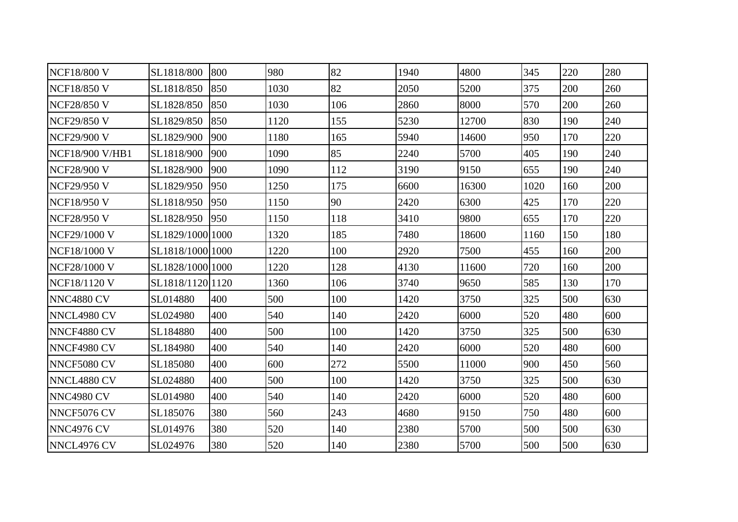| NCF18/800 V | SL1818/800 | 800 | 980 | 82 | 1940 | 4800 | 345 | 220 | 280 |
|---|---|---|---|---|---|---|---|---|---|
| NCF18/850 V | SL1818/850 | 850 | 1030 | 82 | 2050 | 5200 | 375 | 200 | 260 |
| NCF28/850 V | SL1828/850 | 850 | 1030 | 106 | 2860 | 8000 | 570 | 200 | 260 |
| NCF29/850 V | SL1829/850 | 850 | 1120 | 155 | 5230 | 12700 | 830 | 190 | 240 |
| NCF29/900 V | SL1829/900 | 900 | 1180 | 165 | 5940 | 14600 | 950 | 170 | 220 |
| NCF18/900 V/HB1 | SL1818/900 | 900 | 1090 | 85 | 2240 | 5700 | 405 | 190 | 240 |
| NCF28/900 V | SL1828/900 | 900 | 1090 | 112 | 3190 | 9150 | 655 | 190 | 240 |
| NCF29/950 V | SL1829/950 | 950 | 1250 | 175 | 6600 | 16300 | 1020 | 160 | 200 |
| NCF18/950 V | SL1818/950 | 950 | 1150 | 90 | 2420 | 6300 | 425 | 170 | 220 |
| NCF28/950 V | SL1828/950 | 950 | 1150 | 118 | 3410 | 9800 | 655 | 170 | 220 |
| NCF29/1000 V | SL1829/1000 | 1000 | 1320 | 185 | 7480 | 18600 | 1160 | 150 | 180 |
| NCF18/1000 V | SL1818/1000 | 1000 | 1220 | 100 | 2920 | 7500 | 455 | 160 | 200 |
| NCF28/1000 V | SL1828/1000 | 1000 | 1220 | 128 | 4130 | 11600 | 720 | 160 | 200 |
| NCF18/1120 V | SL1818/1120 | 1120 | 1360 | 106 | 3740 | 9650 | 585 | 130 | 170 |
| NNC4880 CV | SL014880 | 400 | 500 | 100 | 1420 | 3750 | 325 | 500 | 630 |
| NNCL4980 CV | SL024980 | 400 | 540 | 140 | 2420 | 6000 | 520 | 480 | 600 |
| NNCF4880 CV | SL184880 | 400 | 500 | 100 | 1420 | 3750 | 325 | 500 | 630 |
| NNCF4980 CV | SL184980 | 400 | 540 | 140 | 2420 | 6000 | 520 | 480 | 600 |
| NNCF5080 CV | SL185080 | 400 | 600 | 272 | 5500 | 11000 | 900 | 450 | 560 |
| NNCL4880 CV | SL024880 | 400 | 500 | 100 | 1420 | 3750 | 325 | 500 | 630 |
| NNC4980 CV | SL014980 | 400 | 540 | 140 | 2420 | 6000 | 520 | 480 | 600 |
| NNCF5076 CV | SL185076 | 380 | 560 | 243 | 4680 | 9150 | 750 | 480 | 600 |
| NNC4976 CV | SL014976 | 380 | 520 | 140 | 2380 | 5700 | 500 | 500 | 630 |
| NNCL4976 CV | SL024976 | 380 | 520 | 140 | 2380 | 5700 | 500 | 500 | 630 |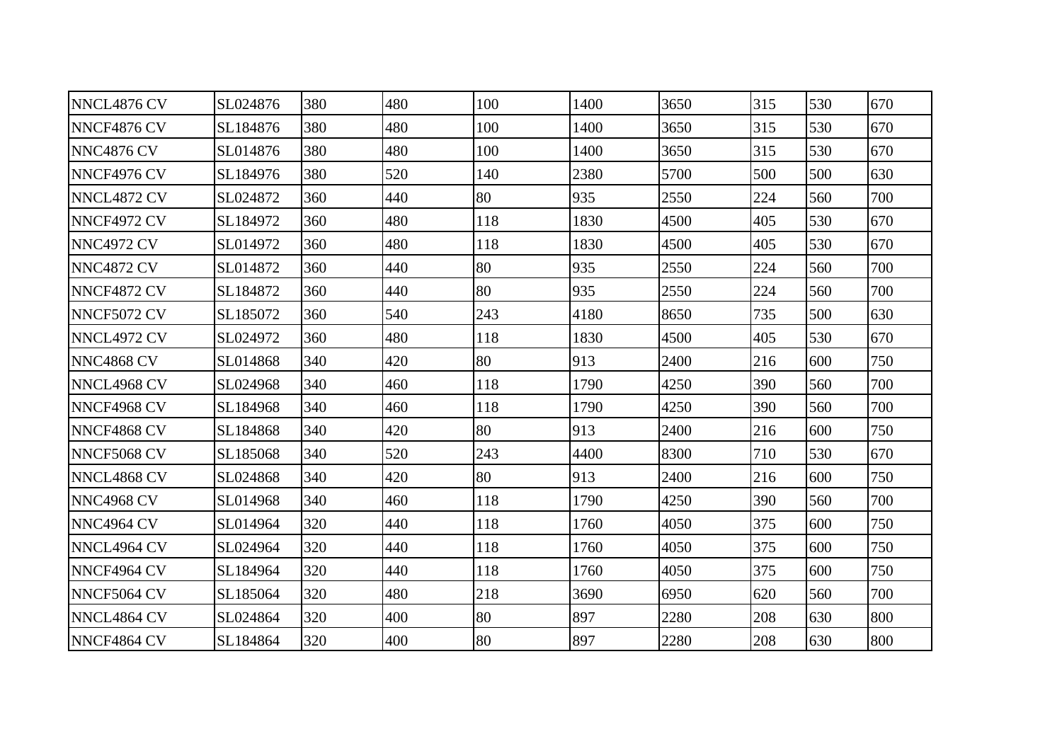| | | | | | | | | | |
|---|---|---|---|---|---|---|---|---|---|
| NNCL4876 CV | SL024876 | 380 | 480 | 100 | 1400 | 3650 | 315 | 530 | 670 |
| NNCF4876 CV | SL184876 | 380 | 480 | 100 | 1400 | 3650 | 315 | 530 | 670 |
| NNC4876 CV | SL014876 | 380 | 480 | 100 | 1400 | 3650 | 315 | 530 | 670 |
| NNCF4976 CV | SL184976 | 380 | 520 | 140 | 2380 | 5700 | 500 | 500 | 630 |
| NNCL4872 CV | SL024872 | 360 | 440 | 80 | 935 | 2550 | 224 | 560 | 700 |
| NNCF4972 CV | SL184972 | 360 | 480 | 118 | 1830 | 4500 | 405 | 530 | 670 |
| NNC4972 CV | SL014972 | 360 | 480 | 118 | 1830 | 4500 | 405 | 530 | 670 |
| NNC4872 CV | SL014872 | 360 | 440 | 80 | 935 | 2550 | 224 | 560 | 700 |
| NNCF4872 CV | SL184872 | 360 | 440 | 80 | 935 | 2550 | 224 | 560 | 700 |
| NNCF5072 CV | SL185072 | 360 | 540 | 243 | 4180 | 8650 | 735 | 500 | 630 |
| NNCL4972 CV | SL024972 | 360 | 480 | 118 | 1830 | 4500 | 405 | 530 | 670 |
| NNC4868 CV | SL014868 | 340 | 420 | 80 | 913 | 2400 | 216 | 600 | 750 |
| NNCL4968 CV | SL024968 | 340 | 460 | 118 | 1790 | 4250 | 390 | 560 | 700 |
| NNCF4968 CV | SL184968 | 340 | 460 | 118 | 1790 | 4250 | 390 | 560 | 700 |
| NNCF4868 CV | SL184868 | 340 | 420 | 80 | 913 | 2400 | 216 | 600 | 750 |
| NNCF5068 CV | SL185068 | 340 | 520 | 243 | 4400 | 8300 | 710 | 530 | 670 |
| NNCL4868 CV | SL024868 | 340 | 420 | 80 | 913 | 2400 | 216 | 600 | 750 |
| NNC4968 CV | SL014968 | 340 | 460 | 118 | 1790 | 4250 | 390 | 560 | 700 |
| NNC4964 CV | SL014964 | 320 | 440 | 118 | 1760 | 4050 | 375 | 600 | 750 |
| NNCL4964 CV | SL024964 | 320 | 440 | 118 | 1760 | 4050 | 375 | 600 | 750 |
| NNCF4964 CV | SL184964 | 320 | 440 | 118 | 1760 | 4050 | 375 | 600 | 750 |
| NNCF5064 CV | SL185064 | 320 | 480 | 218 | 3690 | 6950 | 620 | 560 | 700 |
| NNCL4864 CV | SL024864 | 320 | 400 | 80 | 897 | 2280 | 208 | 630 | 800 |
| NNCF4864 CV | SL184864 | 320 | 400 | 80 | 897 | 2280 | 208 | 630 | 800 |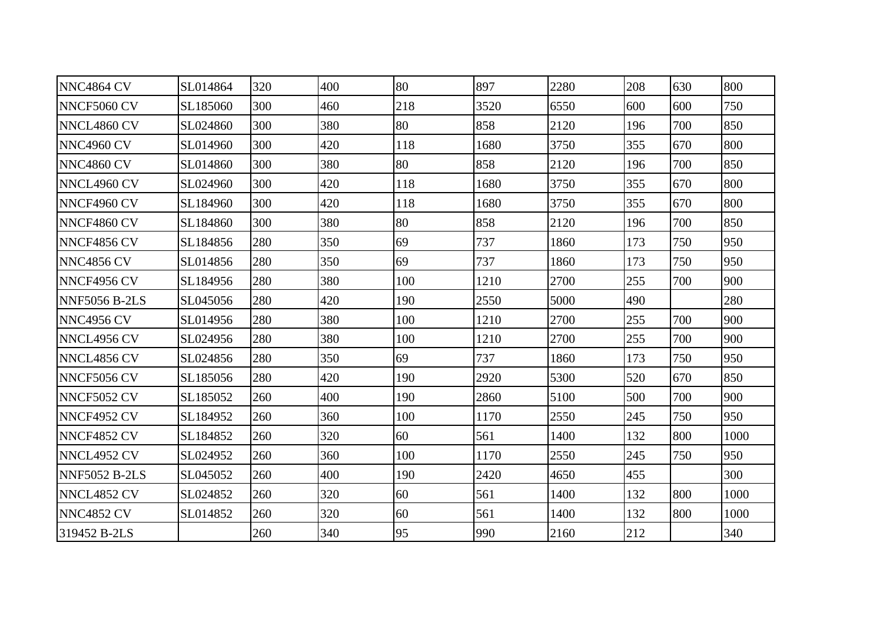| NNC4864 CV | SL014864 | 320 | 400 | 80 | 897 | 2280 | 208 | 630 | 800 |
|---|---|---|---|---|---|---|---|---|---|
| NNCF5060 CV | SL185060 | 300 | 460 | 218 | 3520 | 6550 | 600 | 600 | 750 |
| NNCL4860 CV | SL024860 | 300 | 380 | 80 | 858 | 2120 | 196 | 700 | 850 |
| NNC4960 CV | SL014960 | 300 | 420 | 118 | 1680 | 3750 | 355 | 670 | 800 |
| NNC4860 CV | SL014860 | 300 | 380 | 80 | 858 | 2120 | 196 | 700 | 850 |
| NNCL4960 CV | SL024960 | 300 | 420 | 118 | 1680 | 3750 | 355 | 670 | 800 |
| NNCF4960 CV | SL184960 | 300 | 420 | 118 | 1680 | 3750 | 355 | 670 | 800 |
| NNCF4860 CV | SL184860 | 300 | 380 | 80 | 858 | 2120 | 196 | 700 | 850 |
| NNCF4856 CV | SL184856 | 280 | 350 | 69 | 737 | 1860 | 173 | 750 | 950 |
| NNC4856 CV | SL014856 | 280 | 350 | 69 | 737 | 1860 | 173 | 750 | 950 |
| NNCF4956 CV | SL184956 | 280 | 380 | 100 | 1210 | 2700 | 255 | 700 | 900 |
| NNF5056 B-2LS | SL045056 | 280 | 420 | 190 | 2550 | 5000 | 490 | | 280 |
| NNC4956 CV | SL014956 | 280 | 380 | 100 | 1210 | 2700 | 255 | 700 | 900 |
| NNCL4956 CV | SL024956 | 280 | 380 | 100 | 1210 | 2700 | 255 | 700 | 900 |
| NNCL4856 CV | SL024856 | 280 | 350 | 69 | 737 | 1860 | 173 | 750 | 950 |
| NNCF5056 CV | SL185056 | 280 | 420 | 190 | 2920 | 5300 | 520 | 670 | 850 |
| NNCF5052 CV | SL185052 | 260 | 400 | 190 | 2860 | 5100 | 500 | 700 | 900 |
| NNCF4952 CV | SL184952 | 260 | 360 | 100 | 1170 | 2550 | 245 | 750 | 950 |
| NNCF4852 CV | SL184852 | 260 | 320 | 60 | 561 | 1400 | 132 | 800 | 1000 |
| NNCL4952 CV | SL024952 | 260 | 360 | 100 | 1170 | 2550 | 245 | 750 | 950 |
| NNF5052 B-2LS | SL045052 | 260 | 400 | 190 | 2420 | 4650 | 455 | | 300 |
| NNCL4852 CV | SL024852 | 260 | 320 | 60 | 561 | 1400 | 132 | 800 | 1000 |
| NNC4852 CV | SL014852 | 260 | 320 | 60 | 561 | 1400 | 132 | 800 | 1000 |
| 319452 B-2LS | | 260 | 340 | 95 | 990 | 2160 | 212 | | 340 |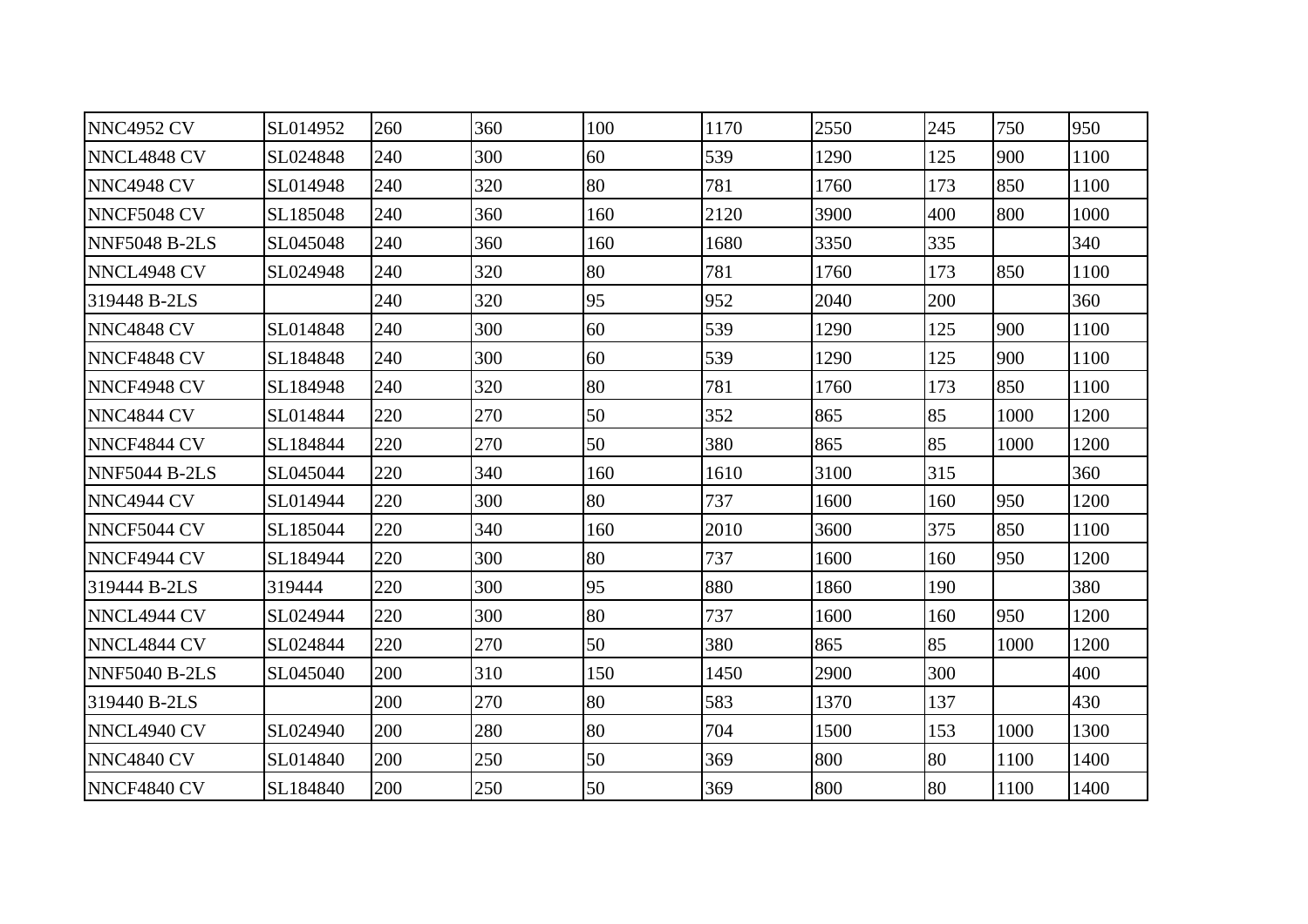| | | | | | | | | | |
|---|---|---|---|---|---|---|---|---|---|
| NNC4952 CV | SL014952 | 260 | 360 | 100 | 1170 | 2550 | 245 | 750 | 950 |
| NNCL4848 CV | SL024848 | 240 | 300 | 60 | 539 | 1290 | 125 | 900 | 1100 |
| NNC4948 CV | SL014948 | 240 | 320 | 80 | 781 | 1760 | 173 | 850 | 1100 |
| NNCF5048 CV | SL185048 | 240 | 360 | 160 | 2120 | 3900 | 400 | 800 | 1000 |
| NNF5048 B-2LS | SL045048 | 240 | 360 | 160 | 1680 | 3350 | 335 | | 340 |
| NNCL4948 CV | SL024948 | 240 | 320 | 80 | 781 | 1760 | 173 | 850 | 1100 |
| 319448 B-2LS | | 240 | 320 | 95 | 952 | 2040 | 200 | | 360 |
| NNC4848 CV | SL014848 | 240 | 300 | 60 | 539 | 1290 | 125 | 900 | 1100 |
| NNCF4848 CV | SL184848 | 240 | 300 | 60 | 539 | 1290 | 125 | 900 | 1100 |
| NNCF4948 CV | SL184948 | 240 | 320 | 80 | 781 | 1760 | 173 | 850 | 1100 |
| NNC4844 CV | SL014844 | 220 | 270 | 50 | 352 | 865 | 85 | 1000 | 1200 |
| NNCF4844 CV | SL184844 | 220 | 270 | 50 | 380 | 865 | 85 | 1000 | 1200 |
| NNF5044 B-2LS | SL045044 | 220 | 340 | 160 | 1610 | 3100 | 315 | | 360 |
| NNC4944 CV | SL014944 | 220 | 300 | 80 | 737 | 1600 | 160 | 950 | 1200 |
| NNCF5044 CV | SL185044 | 220 | 340 | 160 | 2010 | 3600 | 375 | 850 | 1100 |
| NNCF4944 CV | SL184944 | 220 | 300 | 80 | 737 | 1600 | 160 | 950 | 1200 |
| 319444 B-2LS | 319444 | 220 | 300 | 95 | 880 | 1860 | 190 | | 380 |
| NNCL4944 CV | SL024944 | 220 | 300 | 80 | 737 | 1600 | 160 | 950 | 1200 |
| NNCL4844 CV | SL024844 | 220 | 270 | 50 | 380 | 865 | 85 | 1000 | 1200 |
| NNF5040 B-2LS | SL045040 | 200 | 310 | 150 | 1450 | 2900 | 300 | | 400 |
| 319440 B-2LS | | 200 | 270 | 80 | 583 | 1370 | 137 | | 430 |
| NNCL4940 CV | SL024940 | 200 | 280 | 80 | 704 | 1500 | 153 | 1000 | 1300 |
| NNC4840 CV | SL014840 | 200 | 250 | 50 | 369 | 800 | 80 | 1100 | 1400 |
| NNCF4840 CV | SL184840 | 200 | 250 | 50 | 369 | 800 | 80 | 1100 | 1400 |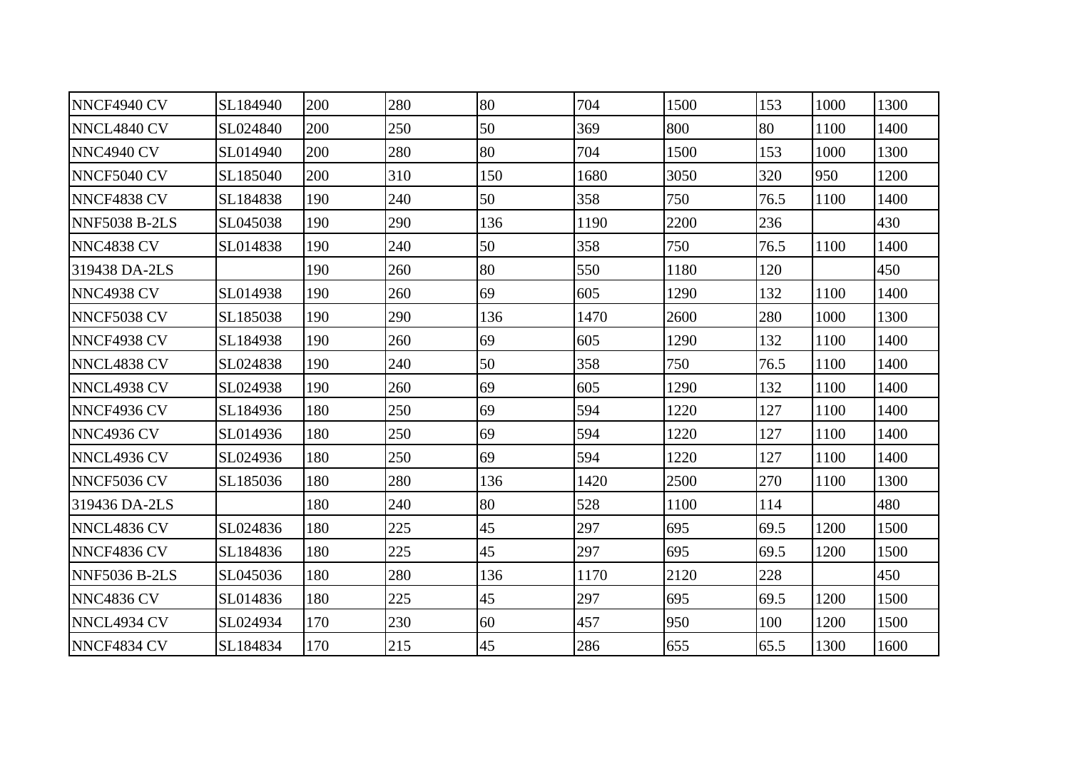| | | | | | | | | | |
|---|---|---|---|---|---|---|---|---|---|
| NNCF4940 CV | SL184940 | 200 | 280 | 80 | 704 | 1500 | 153 | 1000 | 1300 |
| NNCL4840 CV | SL024840 | 200 | 250 | 50 | 369 | 800 | 80 | 1100 | 1400 |
| NNC4940 CV | SL014940 | 200 | 280 | 80 | 704 | 1500 | 153 | 1000 | 1300 |
| NNCF5040 CV | SL185040 | 200 | 310 | 150 | 1680 | 3050 | 320 | 950 | 1200 |
| NNCF4838 CV | SL184838 | 190 | 240 | 50 | 358 | 750 | 76.5 | 1100 | 1400 |
| NNF5038 B-2LS | SL045038 | 190 | 290 | 136 | 1190 | 2200 | 236 | | 430 |
| NNC4838 CV | SL014838 | 190 | 240 | 50 | 358 | 750 | 76.5 | 1100 | 1400 |
| 319438 DA-2LS | | 190 | 260 | 80 | 550 | 1180 | 120 | | 450 |
| NNC4938 CV | SL014938 | 190 | 260 | 69 | 605 | 1290 | 132 | 1100 | 1400 |
| NNCF5038 CV | SL185038 | 190 | 290 | 136 | 1470 | 2600 | 280 | 1000 | 1300 |
| NNCF4938 CV | SL184938 | 190 | 260 | 69 | 605 | 1290 | 132 | 1100 | 1400 |
| NNCL4838 CV | SL024838 | 190 | 240 | 50 | 358 | 750 | 76.5 | 1100 | 1400 |
| NNCL4938 CV | SL024938 | 190 | 260 | 69 | 605 | 1290 | 132 | 1100 | 1400 |
| NNCF4936 CV | SL184936 | 180 | 250 | 69 | 594 | 1220 | 127 | 1100 | 1400 |
| NNC4936 CV | SL014936 | 180 | 250 | 69 | 594 | 1220 | 127 | 1100 | 1400 |
| NNCL4936 CV | SL024936 | 180 | 250 | 69 | 594 | 1220 | 127 | 1100 | 1400 |
| NNCF5036 CV | SL185036 | 180 | 280 | 136 | 1420 | 2500 | 270 | 1100 | 1300 |
| 319436 DA-2LS | | 180 | 240 | 80 | 528 | 1100 | 114 | | 480 |
| NNCL4836 CV | SL024836 | 180 | 225 | 45 | 297 | 695 | 69.5 | 1200 | 1500 |
| NNCF4836 CV | SL184836 | 180 | 225 | 45 | 297 | 695 | 69.5 | 1200 | 1500 |
| NNF5036 B-2LS | SL045036 | 180 | 280 | 136 | 1170 | 2120 | 228 | | 450 |
| NNC4836 CV | SL014836 | 180 | 225 | 45 | 297 | 695 | 69.5 | 1200 | 1500 |
| NNCL4934 CV | SL024934 | 170 | 230 | 60 | 457 | 950 | 100 | 1200 | 1500 |
| NNCF4834 CV | SL184834 | 170 | 215 | 45 | 286 | 655 | 65.5 | 1300 | 1600 |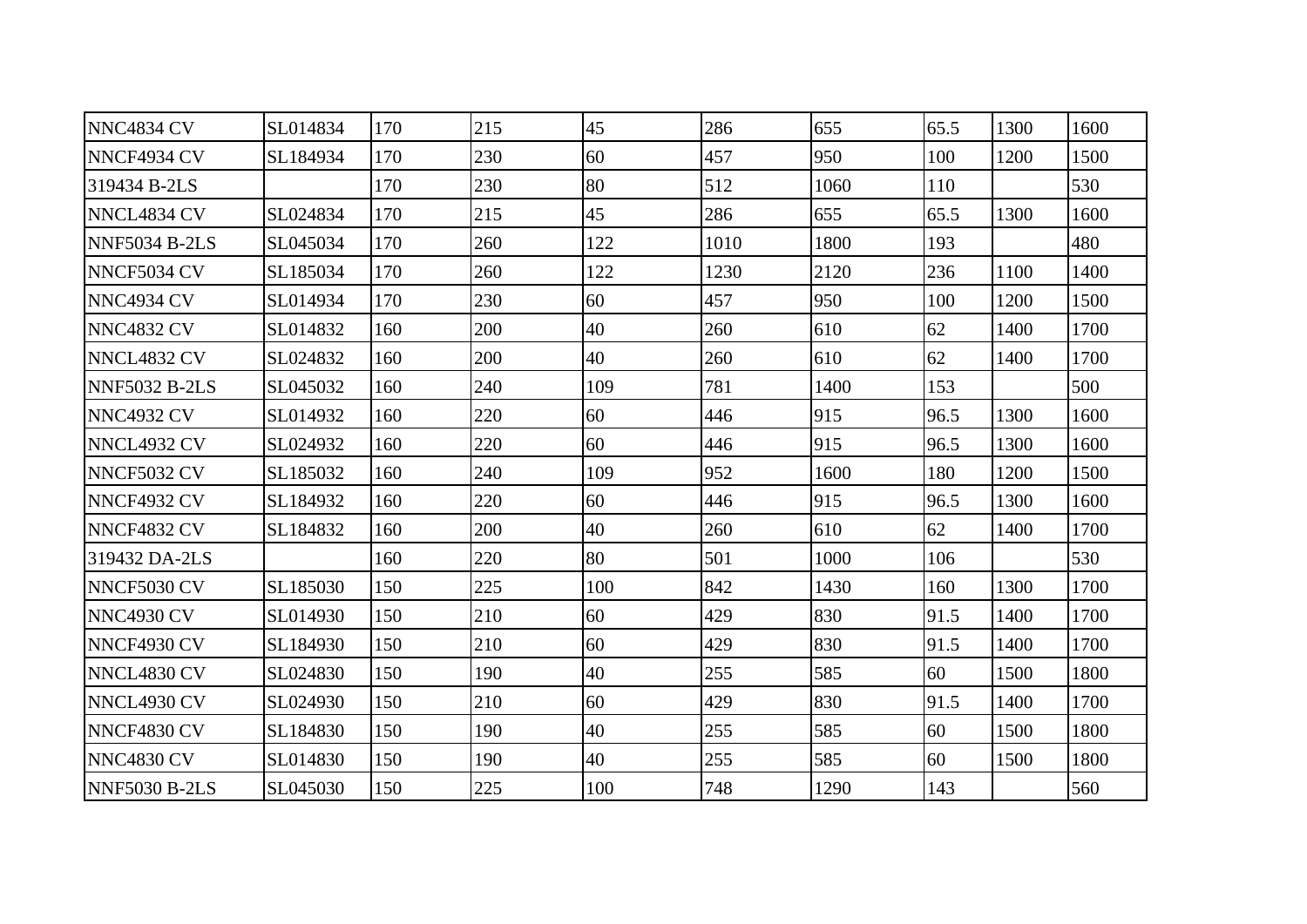| | | | | | | | | | |
|---|---|---|---|---|---|---|---|---|---|
| NNC4834 CV | SL014834 | 170 | 215 | 45 | 286 | 655 | 65.5 | 1300 | 1600 |
| NNCF4934 CV | SL184934 | 170 | 230 | 60 | 457 | 950 | 100 | 1200 | 1500 |
| 319434 B-2LS | | 170 | 230 | 80 | 512 | 1060 | 110 | | 530 |
| NNCL4834 CV | SL024834 | 170 | 215 | 45 | 286 | 655 | 65.5 | 1300 | 1600 |
| NNF5034 B-2LS | SL045034 | 170 | 260 | 122 | 1010 | 1800 | 193 | | 480 |
| NNCF5034 CV | SL185034 | 170 | 260 | 122 | 1230 | 2120 | 236 | 1100 | 1400 |
| NNC4934 CV | SL014934 | 170 | 230 | 60 | 457 | 950 | 100 | 1200 | 1500 |
| NNC4832 CV | SL014832 | 160 | 200 | 40 | 260 | 610 | 62 | 1400 | 1700 |
| NNCL4832 CV | SL024832 | 160 | 200 | 40 | 260 | 610 | 62 | 1400 | 1700 |
| NNF5032 B-2LS | SL045032 | 160 | 240 | 109 | 781 | 1400 | 153 | | 500 |
| NNC4932 CV | SL014932 | 160 | 220 | 60 | 446 | 915 | 96.5 | 1300 | 1600 |
| NNCL4932 CV | SL024932 | 160 | 220 | 60 | 446 | 915 | 96.5 | 1300 | 1600 |
| NNCF5032 CV | SL185032 | 160 | 240 | 109 | 952 | 1600 | 180 | 1200 | 1500 |
| NNCF4932 CV | SL184932 | 160 | 220 | 60 | 446 | 915 | 96.5 | 1300 | 1600 |
| NNCF4832 CV | SL184832 | 160 | 200 | 40 | 260 | 610 | 62 | 1400 | 1700 |
| 319432 DA-2LS | | 160 | 220 | 80 | 501 | 1000 | 106 | | 530 |
| NNCF5030 CV | SL185030 | 150 | 225 | 100 | 842 | 1430 | 160 | 1300 | 1700 |
| NNC4930 CV | SL014930 | 150 | 210 | 60 | 429 | 830 | 91.5 | 1400 | 1700 |
| NNCF4930 CV | SL184930 | 150 | 210 | 60 | 429 | 830 | 91.5 | 1400 | 1700 |
| NNCL4830 CV | SL024830 | 150 | 190 | 40 | 255 | 585 | 60 | 1500 | 1800 |
| NNCL4930 CV | SL024930 | 150 | 210 | 60 | 429 | 830 | 91.5 | 1400 | 1700 |
| NNCF4830 CV | SL184830 | 150 | 190 | 40 | 255 | 585 | 60 | 1500 | 1800 |
| NNC4830 CV | SL014830 | 150 | 190 | 40 | 255 | 585 | 60 | 1500 | 1800 |
| NNF5030 B-2LS | SL045030 | 150 | 225 | 100 | 748 | 1290 | 143 | | 560 |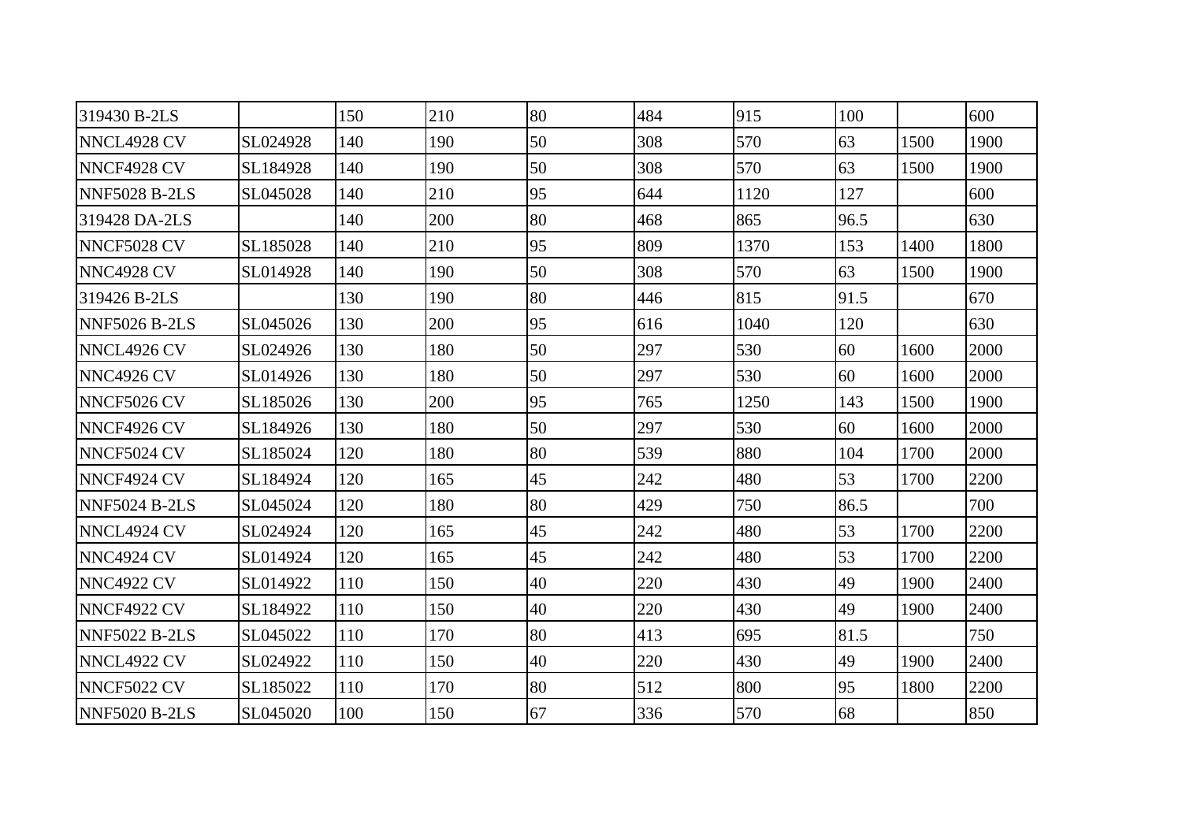| | | | | | | | | | |
|---|---|---|---|---|---|---|---|---|---|
| 319430 B-2LS | | 150 | 210 | 80 | 484 | 915 | 100 | | 600 |
| NNCL4928 CV | SL024928 | 140 | 190 | 50 | 308 | 570 | 63 | 1500 | 1900 |
| NNCF4928 CV | SL184928 | 140 | 190 | 50 | 308 | 570 | 63 | 1500 | 1900 |
| NNF5028 B-2LS | SL045028 | 140 | 210 | 95 | 644 | 1120 | 127 | | 600 |
| 319428 DA-2LS | | 140 | 200 | 80 | 468 | 865 | 96.5 | | 630 |
| NNCF5028 CV | SL185028 | 140 | 210 | 95 | 809 | 1370 | 153 | 1400 | 1800 |
| NNC4928 CV | SL014928 | 140 | 190 | 50 | 308 | 570 | 63 | 1500 | 1900 |
| 319426 B-2LS | | 130 | 190 | 80 | 446 | 815 | 91.5 | | 670 |
| NNF5026 B-2LS | SL045026 | 130 | 200 | 95 | 616 | 1040 | 120 | | 630 |
| NNCL4926 CV | SL024926 | 130 | 180 | 50 | 297 | 530 | 60 | 1600 | 2000 |
| NNC4926 CV | SL014926 | 130 | 180 | 50 | 297 | 530 | 60 | 1600 | 2000 |
| NNCF5026 CV | SL185026 | 130 | 200 | 95 | 765 | 1250 | 143 | 1500 | 1900 |
| NNCF4926 CV | SL184926 | 130 | 180 | 50 | 297 | 530 | 60 | 1600 | 2000 |
| NNCF5024 CV | SL185024 | 120 | 180 | 80 | 539 | 880 | 104 | 1700 | 2000 |
| NNCF4924 CV | SL184924 | 120 | 165 | 45 | 242 | 480 | 53 | 1700 | 2200 |
| NNF5024 B-2LS | SL045024 | 120 | 180 | 80 | 429 | 750 | 86.5 | | 700 |
| NNCL4924 CV | SL024924 | 120 | 165 | 45 | 242 | 480 | 53 | 1700 | 2200 |
| NNC4924 CV | SL014924 | 120 | 165 | 45 | 242 | 480 | 53 | 1700 | 2200 |
| NNC4922 CV | SL014922 | 110 | 150 | 40 | 220 | 430 | 49 | 1900 | 2400 |
| NNCF4922 CV | SL184922 | 110 | 150 | 40 | 220 | 430 | 49 | 1900 | 2400 |
| NNF5022 B-2LS | SL045022 | 110 | 170 | 80 | 413 | 695 | 81.5 | | 750 |
| NNCL4922 CV | SL024922 | 110 | 150 | 40 | 220 | 430 | 49 | 1900 | 2400 |
| NNCF5022 CV | SL185022 | 110 | 170 | 80 | 512 | 800 | 95 | 1800 | 2200 |
| NNF5020 B-2LS | SL045020 | 100 | 150 | 67 | 336 | 570 | 68 | | 850 |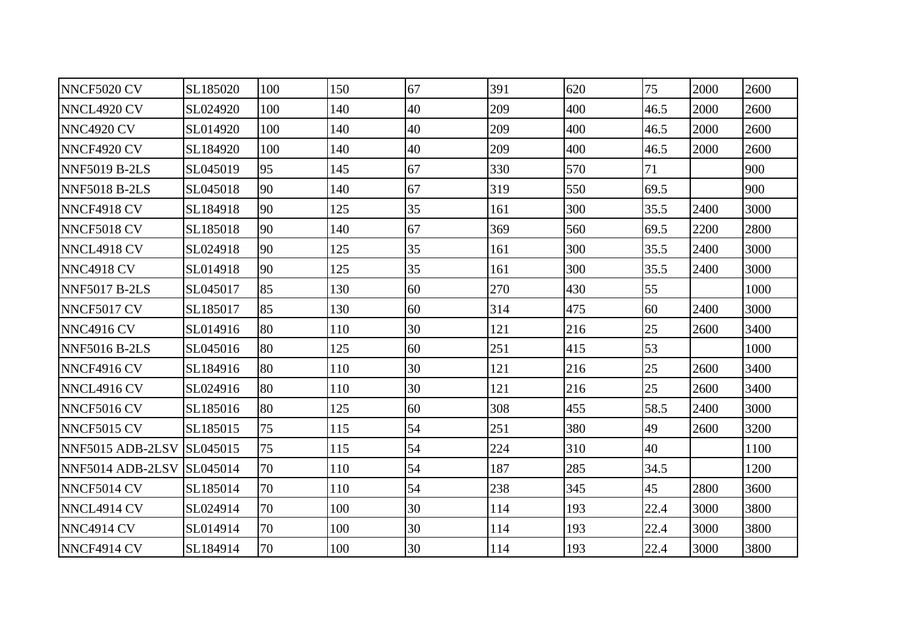| | | | | | | | | | |
|---|---|---|---|---|---|---|---|---|---|
| NNCF5020 CV | SL185020 | 100 | 150 | 67 | 391 | 620 | 75 | 2000 | 2600 |
| NNCL4920 CV | SL024920 | 100 | 140 | 40 | 209 | 400 | 46.5 | 2000 | 2600 |
| NNC4920 CV | SL014920 | 100 | 140 | 40 | 209 | 400 | 46.5 | 2000 | 2600 |
| NNCF4920 CV | SL184920 | 100 | 140 | 40 | 209 | 400 | 46.5 | 2000 | 2600 |
| NNF5019 B-2LS | SL045019 | 95 | 145 | 67 | 330 | 570 | 71 | | 900 |
| NNF5018 B-2LS | SL045018 | 90 | 140 | 67 | 319 | 550 | 69.5 | | 900 |
| NNCF4918 CV | SL184918 | 90 | 125 | 35 | 161 | 300 | 35.5 | 2400 | 3000 |
| NNCF5018 CV | SL185018 | 90 | 140 | 67 | 369 | 560 | 69.5 | 2200 | 2800 |
| NNCL4918 CV | SL024918 | 90 | 125 | 35 | 161 | 300 | 35.5 | 2400 | 3000 |
| NNC4918 CV | SL014918 | 90 | 125 | 35 | 161 | 300 | 35.5 | 2400 | 3000 |
| NNF5017 B-2LS | SL045017 | 85 | 130 | 60 | 270 | 430 | 55 | | 1000 |
| NNCF5017 CV | SL185017 | 85 | 130 | 60 | 314 | 475 | 60 | 2400 | 3000 |
| NNC4916 CV | SL014916 | 80 | 110 | 30 | 121 | 216 | 25 | 2600 | 3400 |
| NNF5016 B-2LS | SL045016 | 80 | 125 | 60 | 251 | 415 | 53 | | 1000 |
| NNCF4916 CV | SL184916 | 80 | 110 | 30 | 121 | 216 | 25 | 2600 | 3400 |
| NNCL4916 CV | SL024916 | 80 | 110 | 30 | 121 | 216 | 25 | 2600 | 3400 |
| NNCF5016 CV | SL185016 | 80 | 125 | 60 | 308 | 455 | 58.5 | 2400 | 3000 |
| NNCF5015 CV | SL185015 | 75 | 115 | 54 | 251 | 380 | 49 | 2600 | 3200 |
| NNF5015 ADB-2LSV | SL045015 | 75 | 115 | 54 | 224 | 310 | 40 | | 1100 |
| NNF5014 ADB-2LSV | SL045014 | 70 | 110 | 54 | 187 | 285 | 34.5 | | 1200 |
| NNCF5014 CV | SL185014 | 70 | 110 | 54 | 238 | 345 | 45 | 2800 | 3600 |
| NNCL4914 CV | SL024914 | 70 | 100 | 30 | 114 | 193 | 22.4 | 3000 | 3800 |
| NNC4914 CV | SL014914 | 70 | 100 | 30 | 114 | 193 | 22.4 | 3000 | 3800 |
| NNCF4914 CV | SL184914 | 70 | 100 | 30 | 114 | 193 | 22.4 | 3000 | 3800 |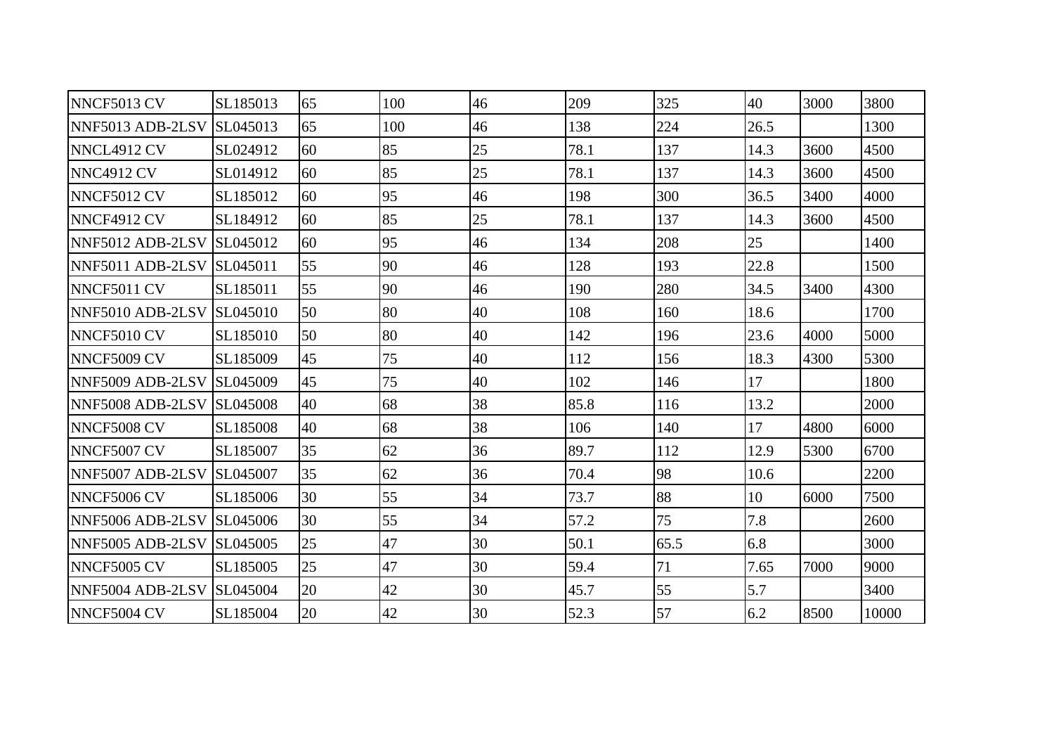| NNCF5013 CV | SL185013 | 65 | 100 | 46 | 209 | 325 | 40 | 3000 | 3800 |
|---|---|---|---|---|---|---|---|---|---|
| NNF5013 ADB-2LSV | SL045013 | 65 | 100 | 46 | 138 | 224 | 26.5 | | 1300 |
| NNCL4912 CV | SL024912 | 60 | 85 | 25 | 78.1 | 137 | 14.3 | 3600 | 4500 |
| NNC4912 CV | SL014912 | 60 | 85 | 25 | 78.1 | 137 | 14.3 | 3600 | 4500 |
| NNCF5012 CV | SL185012 | 60 | 95 | 46 | 198 | 300 | 36.5 | 3400 | 4000 |
| NNCF4912 CV | SL184912 | 60 | 85 | 25 | 78.1 | 137 | 14.3 | 3600 | 4500 |
| NNF5012 ADB-2LSV | SL045012 | 60 | 95 | 46 | 134 | 208 | 25 | | 1400 |
| NNF5011 ADB-2LSV | SL045011 | 55 | 90 | 46 | 128 | 193 | 22.8 | | 1500 |
| NNCF5011 CV | SL185011 | 55 | 90 | 46 | 190 | 280 | 34.5 | 3400 | 4300 |
| NNF5010 ADB-2LSV | SL045010 | 50 | 80 | 40 | 108 | 160 | 18.6 | | 1700 |
| NNCF5010 CV | SL185010 | 50 | 80 | 40 | 142 | 196 | 23.6 | 4000 | 5000 |
| NNCF5009 CV | SL185009 | 45 | 75 | 40 | 112 | 156 | 18.3 | 4300 | 5300 |
| NNF5009 ADB-2LSV | SL045009 | 45 | 75 | 40 | 102 | 146 | 17 | | 1800 |
| NNF5008 ADB-2LSV | SL045008 | 40 | 68 | 38 | 85.8 | 116 | 13.2 | | 2000 |
| NNCF5008 CV | SL185008 | 40 | 68 | 38 | 106 | 140 | 17 | 4800 | 6000 |
| NNCF5007 CV | SL185007 | 35 | 62 | 36 | 89.7 | 112 | 12.9 | 5300 | 6700 |
| NNF5007 ADB-2LSV | SL045007 | 35 | 62 | 36 | 70.4 | 98 | 10.6 | | 2200 |
| NNCF5006 CV | SL185006 | 30 | 55 | 34 | 73.7 | 88 | 10 | 6000 | 7500 |
| NNF5006 ADB-2LSV | SL045006 | 30 | 55 | 34 | 57.2 | 75 | 7.8 | | 2600 |
| NNF5005 ADB-2LSV | SL045005 | 25 | 47 | 30 | 50.1 | 65.5 | 6.8 | | 3000 |
| NNCF5005 CV | SL185005 | 25 | 47 | 30 | 59.4 | 71 | 7.65 | 7000 | 9000 |
| NNF5004 ADB-2LSV | SL045004 | 20 | 42 | 30 | 45.7 | 55 | 5.7 | | 3400 |
| NNCF5004 CV | SL185004 | 20 | 42 | 30 | 52.3 | 57 | 6.2 | 8500 | 10000 |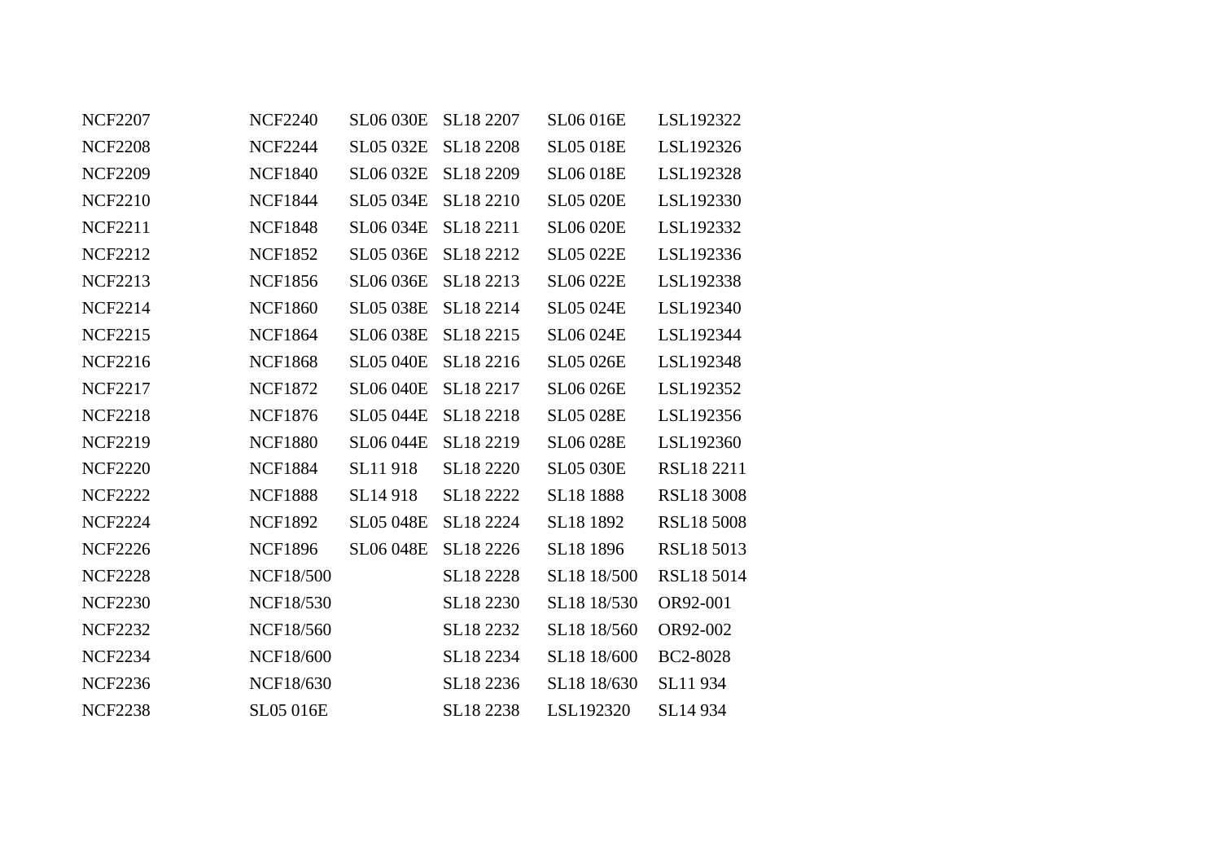| | | | | | |
|---|---|---|---|---|---|
| NCF2207 | NCF2240 | SL06 030E | SL18 2207 | SL06 016E | LSL192322 |
| NCF2208 | NCF2244 | SL05 032E | SL18 2208 | SL05 018E | LSL192326 |
| NCF2209 | NCF1840 | SL06 032E | SL18 2209 | SL06 018E | LSL192328 |
| NCF2210 | NCF1844 | SL05 034E | SL18 2210 | SL05 020E | LSL192330 |
| NCF2211 | NCF1848 | SL06 034E | SL18 2211 | SL06 020E | LSL192332 |
| NCF2212 | NCF1852 | SL05 036E | SL18 2212 | SL05 022E | LSL192336 |
| NCF2213 | NCF1856 | SL06 036E | SL18 2213 | SL06 022E | LSL192338 |
| NCF2214 | NCF1860 | SL05 038E | SL18 2214 | SL05 024E | LSL192340 |
| NCF2215 | NCF1864 | SL06 038E | SL18 2215 | SL06 024E | LSL192344 |
| NCF2216 | NCF1868 | SL05 040E | SL18 2216 | SL05 026E | LSL192348 |
| NCF2217 | NCF1872 | SL06 040E | SL18 2217 | SL06 026E | LSL192352 |
| NCF2218 | NCF1876 | SL05 044E | SL18 2218 | SL05 028E | LSL192356 |
| NCF2219 | NCF1880 | SL06 044E | SL18 2219 | SL06 028E | LSL192360 |
| NCF2220 | NCF1884 | SL11 918 | SL18 2220 | SL05 030E | RSL18 2211 |
| NCF2222 | NCF1888 | SL14 918 | SL18 2222 | SL18 1888 | RSL18 3008 |
| NCF2224 | NCF1892 | SL05 048E | SL18 2224 | SL18 1892 | RSL18 5008 |
| NCF2226 | NCF1896 | SL06 048E | SL18 2226 | SL18 1896 | RSL18 5013 |
| NCF2228 | NCF18/500 | | SL18 2228 | SL18 18/500 | RSL18 5014 |
| NCF2230 | NCF18/530 | | SL18 2230 | SL18 18/530 | OR92-001 |
| NCF2232 | NCF18/560 | | SL18 2232 | SL18 18/560 | OR92-002 |
| NCF2234 | NCF18/600 | | SL18 2234 | SL18 18/600 | BC2-8028 |
| NCF2236 | NCF18/630 | | SL18 2236 | SL18 18/630 | SL11 934 |
| NCF2238 | SL05 016E | | SL18 2238 | LSL192320 | SL14 934 |